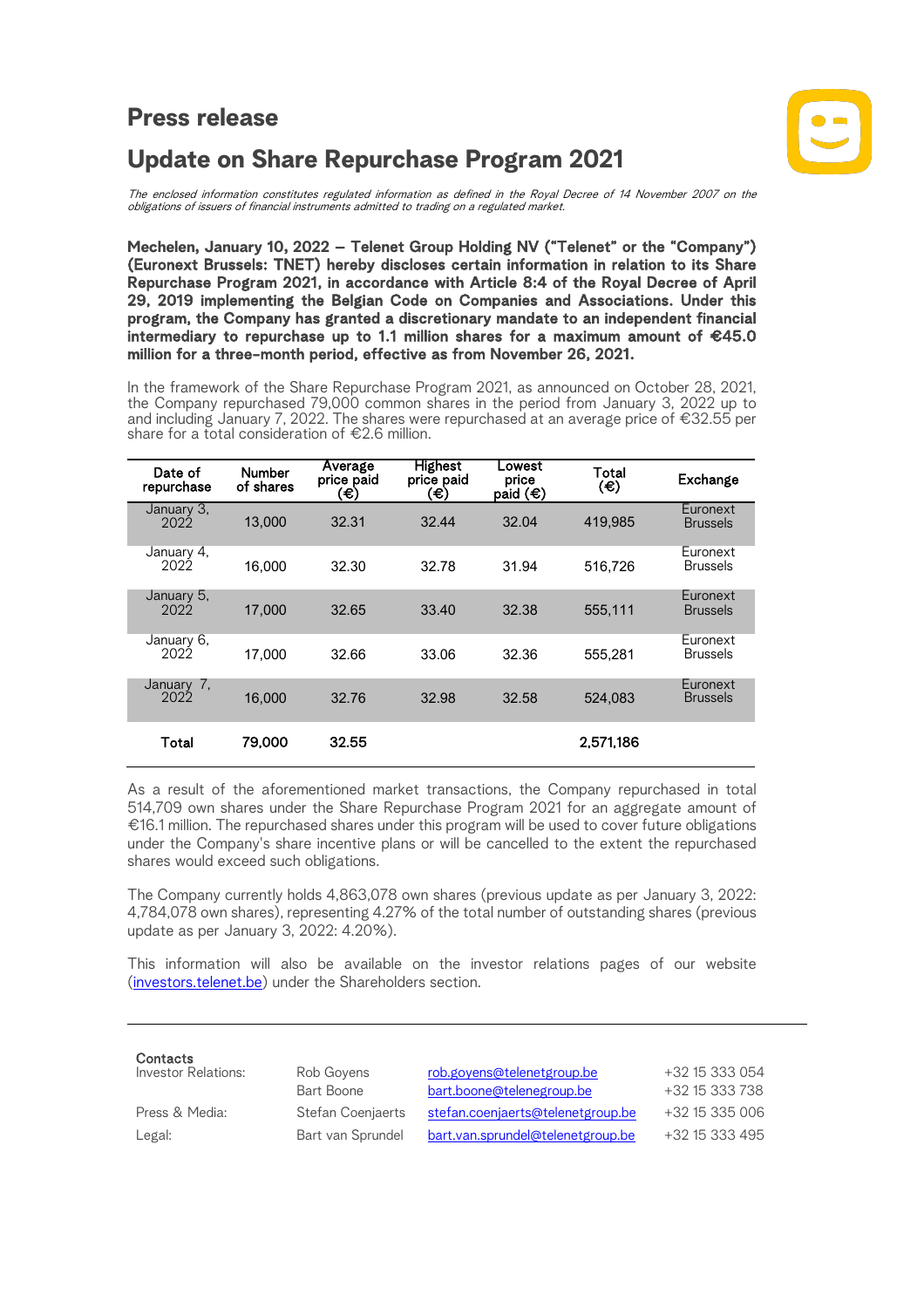# Press release

## Update on Share Repurchase Program 2021

*The enclosed information constitutes regulated information as defined in the Royal Decree of 14 November 2007 on the obligations of issuers of financial instruments admitted to trading on a regulated market.*

**Mechelen, January 10, 2022 – Telenet Group Holding NV ("Telenet" or the "Company") (Euronext Brussels: TNET) hereby discloses certain information in relation to its Share Repurchase Program 2021, in accordance with Article 8:4 of the Royal Decree of April 29, 2019 implementing the Belgian Code on Companies and Associations. Under this program, the Company has granted a discretionary mandate to an independent financial intermediary to repurchase up to 1.1 million shares for a maximum amount of €45.0 million for a three-month period, effective as from November 26, 2021.**

In the framework of the Share Repurchase Program 2021, as announced on October 28, 2021, the Company repurchased 79,000 common shares in the period from January 3, 2022 up to and including January 7, 2022. The shares were repurchased at an average price of €32.55 per share for a total consideration of €2.6 million.

| Date of repurchase | Number of shares | Average price paid (€) | Highest price paid (€) | Lowest price paid (€) | Total (€) | Exchange |
|---|---|---|---|---|---|---|
| January 3, 2022 | 13,000 | 32.31 | 32.44 | 32.04 | 419,985 | Euronext Brussels |
| January 4, 2022 | 16,000 | 32.30 | 32.78 | 31.94 | 516,726 | Euronext Brussels |
| January 5, 2022 | 17,000 | 32.65 | 33.40 | 32.38 | 555,111 | Euronext Brussels |
| January 6, 2022 | 17,000 | 32.66 | 33.06 | 32.36 | 555,281 | Euronext Brussels |
| January 7, 2022 | 16,000 | 32.76 | 32.98 | 32.58 | 524,083 | Euronext Brussels |
| **Total** | **79,000** | **32.55** | | | **2,571,186** | |

As a result of the aforementioned market transactions, the Company repurchased in total 514,709 own shares under the Share Repurchase Program 2021 for an aggregate amount of €16.1 million. The repurchased shares under this program will be used to cover future obligations under the Company's share incentive plans or will be cancelled to the extent the repurchased shares would exceed such obligations.

The Company currently holds 4,863,078 own shares (previous update as per January 3, 2022: 4,784,078 own shares), representing 4.27% of the total number of outstanding shares (previous update as per January 3, 2022: 4.20%).

This information will also be available on the investor relations pages of our website ([investors.telenet.be](investors.telenet.be)) under the Shareholders section.

---

**Contacts**

| | | | |
|---|---|---|---|
| Investor Relations: | Rob Goyens | rob.goyens@telenetgroup.be | +32 15 333 054 |
| | Bart Boone | bart.boone@telenegroup.be | +32 15 333 738 |
| Press & Media: | Stefan Coenjaerts | stefan.coenjaerts@telenetgroup.be | +32 15 335 006 |
| Legal: | Bart van Sprundel | bart.van.sprundel@telenetgroup.be | +32 15 333 495 |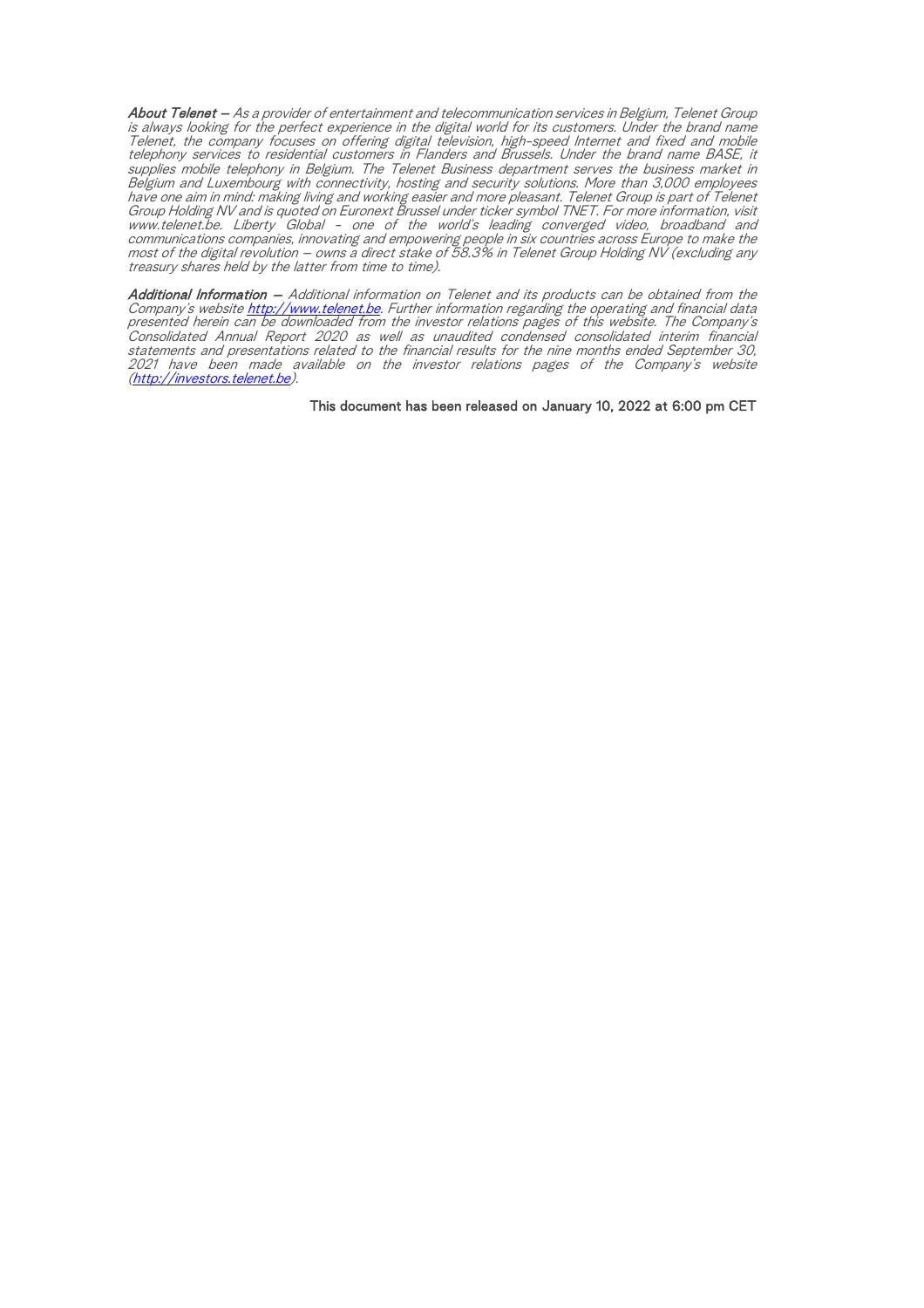***About Telenet*** *– As a provider of entertainment and telecommunication services in Belgium, Telenet Group is always looking for the perfect experience in the digital world for its customers. Under the brand name Telenet, the company focuses on offering digital television, high-speed Internet and fixed and mobile telephony services to residential customers in Flanders and Brussels. Under the brand name BASE, it supplies mobile telephony in Belgium. The Telenet Business department serves the business market in Belgium and Luxembourg with connectivity, hosting and security solutions. More than 3,000 employees have one aim in mind: making living and working easier and more pleasant. Telenet Group is part of Telenet Group Holding NV and is quoted on Euronext Brussel under ticker symbol TNET. For more information, visit www.telenet.be. Liberty Global - one of the world's leading converged video, broadband and communications companies, innovating and empowering people in six countries across Europe to make the most of the digital revolution – owns a direct stake of 58.3% in Telenet Group Holding NV (excluding any treasury shares held by the latter from time to time).*

***Additional Information*** *– Additional information on Telenet and its products can be obtained from the Company's website [http://www.telenet.be](http://www.telenet.be). Further information regarding the operating and financial data presented herein can be downloaded from the investor relations pages of this website. The Company's Consolidated Annual Report 2020 as well as unaudited condensed consolidated interim financial statements and presentations related to the financial results for the nine months ended September 30, 2021 have been made available on the investor relations pages of the Company's website ([http://investors.telenet.be](http://investors.telenet.be)).*

This document has been released on January 10, 2022 at 6:00 pm CET